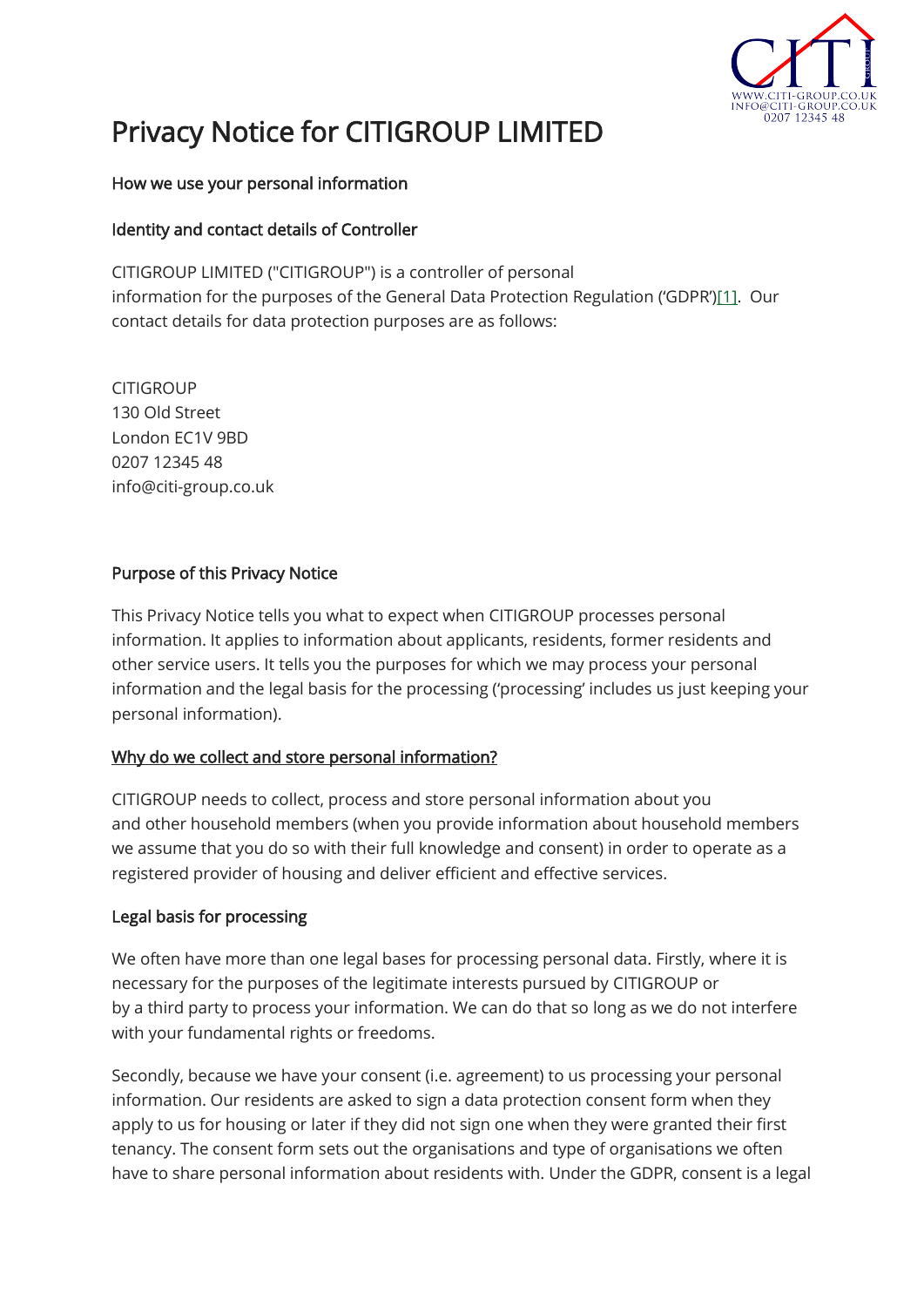# Privacy Notice for CITIGROUP LIMITED

How we use your personal information

Identity and contact details of Controller

CITIGROUP LIMITED ("CITIGROUP") is a controller of personal information for the purposes of the General Data Protection Regulation ('GDPR')[1]. Our contact details for data protection purposes are as follows:

CITIGROUP
130 Old Street
London EC1V 9BD
0207 12345 48
info@citi-group.co.uk

Purpose of this Privacy Notice

This Privacy Notice tells you what to expect when CITIGROUP processes personal information. It applies to information about applicants, residents, former residents and other service users. It tells you the purposes for which we may process your personal information and the legal basis for the processing ('processing' includes us just keeping your personal information).

Why do we collect and store personal information?

CITIGROUP needs to collect, process and store personal information about you and other household members (when you provide information about household members we assume that you do so with their full knowledge and consent) in order to operate as a registered provider of housing and deliver efficient and effective services.

Legal basis for processing

We often have more than one legal bases for processing personal data. Firstly, where it is necessary for the purposes of the legitimate interests pursued by CITIGROUP or by a third party to process your information. We can do that so long as we do not interfere with your fundamental rights or freedoms.

Secondly, because we have your consent (i.e. agreement) to us processing your personal information. Our residents are asked to sign a data protection consent form when they apply to us for housing or later if they did not sign one when they were granted their first tenancy. The consent form sets out the organisations and type of organisations we often have to share personal information about residents with. Under the GDPR, consent is a legal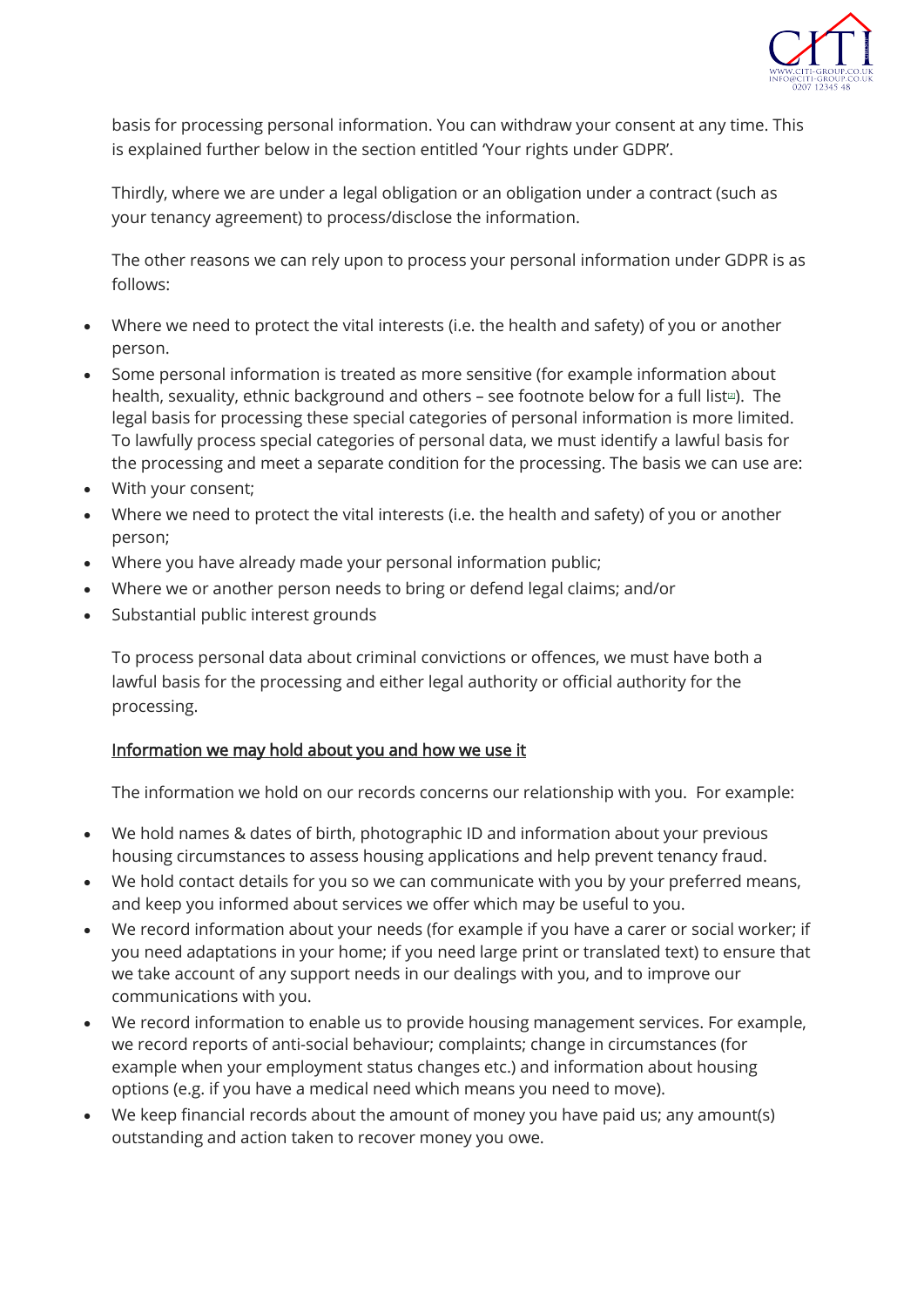basis for processing personal information. You can withdraw your consent at any time. This is explained further below in the section entitled 'Your rights under GDPR'.

Thirdly, where we are under a legal obligation or an obligation under a contract (such as your tenancy agreement) to process/disclose the information.

The other reasons we can rely upon to process your personal information under GDPR is as follows:

- Where we need to protect the vital interests (i.e. the health and safety) of you or another person.
- Some personal information is treated as more sensitive (for example information about health, sexuality, ethnic background and others – see footnote below for a full list[1]). The legal basis for processing these special categories of personal information is more limited. To lawfully process special categories of personal data, we must identify a lawful basis for the processing and meet a separate condition for the processing. The basis we can use are:
- With your consent;
- Where we need to protect the vital interests (i.e. the health and safety) of you or another person;
- Where you have already made your personal information public;
- Where we or another person needs to bring or defend legal claims; and/or
- Substantial public interest grounds

To process personal data about criminal convictions or offences, we must have both a lawful basis for the processing and either legal authority or official authority for the processing.

<u>Information we may hold about you and how we use it</u>

The information we hold on our records concerns our relationship with you. For example:

- We hold names & dates of birth, photographic ID and information about your previous housing circumstances to assess housing applications and help prevent tenancy fraud.
- We hold contact details for you so we can communicate with you by your preferred means, and keep you informed about services we offer which may be useful to you.
- We record information about your needs (for example if you have a carer or social worker; if you need adaptations in your home; if you need large print or translated text) to ensure that we take account of any support needs in our dealings with you, and to improve our communications with you.
- We record information to enable us to provide housing management services. For example, we record reports of anti-social behaviour; complaints; change in circumstances (for example when your employment status changes etc.) and information about housing options (e.g. if you have a medical need which means you need to move).
- We keep financial records about the amount of money you have paid us; any amount(s) outstanding and action taken to recover money you owe.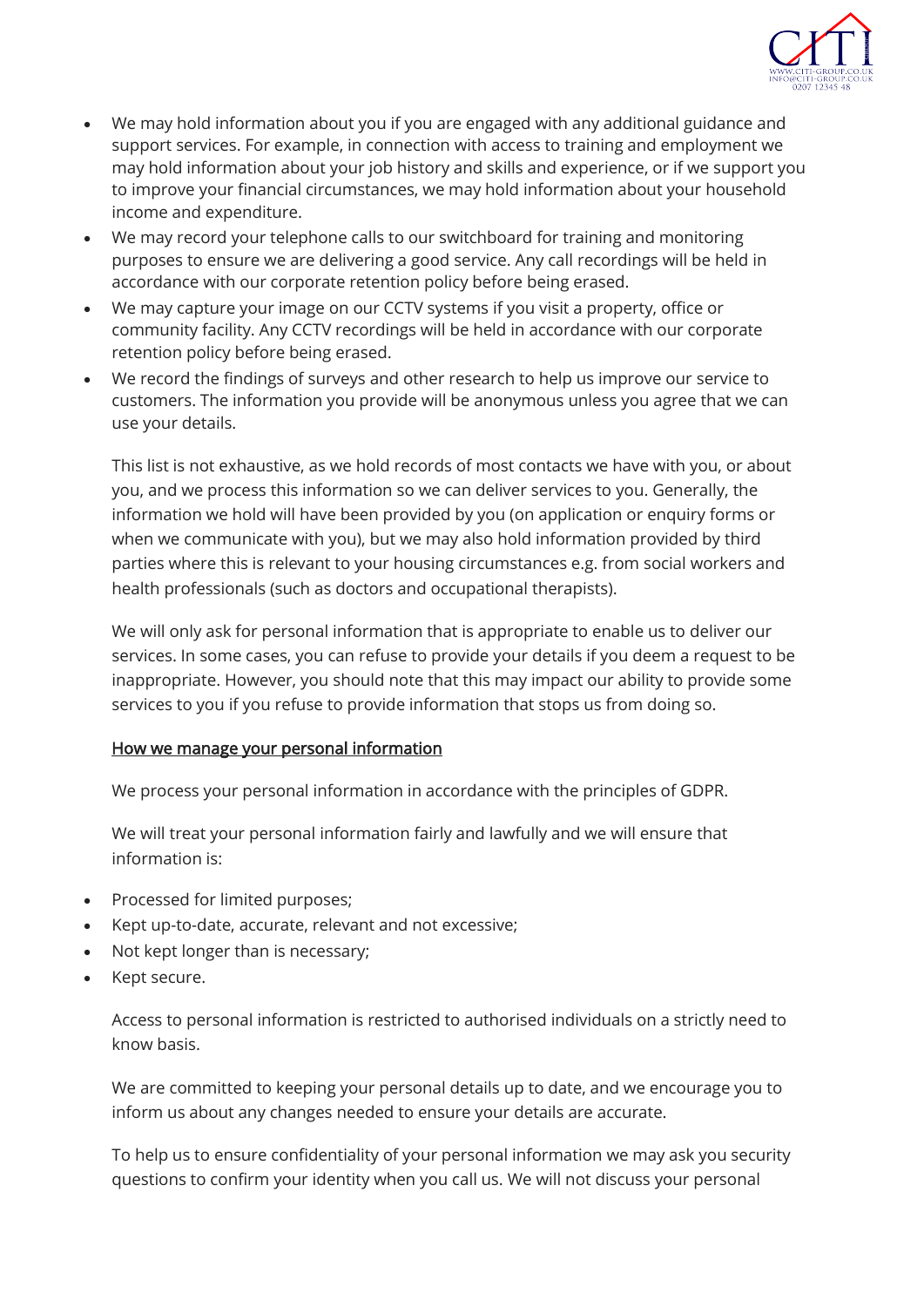- We may hold information about you if you are engaged with any additional guidance and support services. For example, in connection with access to training and employment we may hold information about your job history and skills and experience, or if we support you to improve your financial circumstances, we may hold information about your household income and expenditure.
- We may record your telephone calls to our switchboard for training and monitoring purposes to ensure we are delivering a good service. Any call recordings will be held in accordance with our corporate retention policy before being erased.
- We may capture your image on our CCTV systems if you visit a property, office or community facility. Any CCTV recordings will be held in accordance with our corporate retention policy before being erased.
- We record the findings of surveys and other research to help us improve our service to customers. The information you provide will be anonymous unless you agree that we can use your details.

This list is not exhaustive, as we hold records of most contacts we have with you, or about you, and we process this information so we can deliver services to you. Generally, the information we hold will have been provided by you (on application or enquiry forms or when we communicate with you), but we may also hold information provided by third parties where this is relevant to your housing circumstances e.g. from social workers and health professionals (such as doctors and occupational therapists).

We will only ask for personal information that is appropriate to enable us to deliver our services. In some cases, you can refuse to provide your details if you deem a request to be inappropriate. However, you should note that this may impact our ability to provide some services to you if you refuse to provide information that stops us from doing so.

## How we manage your personal information

We process your personal information in accordance with the principles of GDPR.

We will treat your personal information fairly and lawfully and we will ensure that information is:

- Processed for limited purposes;
- Kept up-to-date, accurate, relevant and not excessive;
- Not kept longer than is necessary;
- Kept secure.

Access to personal information is restricted to authorised individuals on a strictly need to know basis.

We are committed to keeping your personal details up to date, and we encourage you to inform us about any changes needed to ensure your details are accurate.

To help us to ensure confidentiality of your personal information we may ask you security questions to confirm your identity when you call us. We will not discuss your personal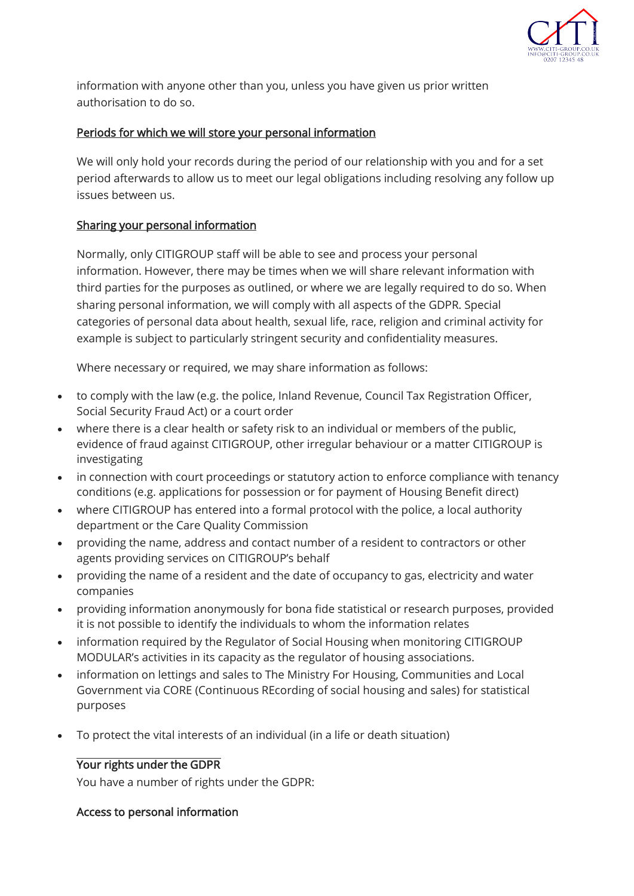information with anyone other than you, unless you have given us prior written authorisation to do so.

## Periods for which we will store your personal information

We will only hold your records during the period of our relationship with you and for a set period afterwards to allow us to meet our legal obligations including resolving any follow up issues between us.

## Sharing your personal information

Normally, only CITIGROUP staff will be able to see and process your personal information. However, there may be times when we will share relevant information with third parties for the purposes as outlined, or where we are legally required to do so. When sharing personal information, we will comply with all aspects of the GDPR. Special categories of personal data about health, sexual life, race, religion and criminal activity for example is subject to particularly stringent security and confidentiality measures.

Where necessary or required, we may share information as follows:

- to comply with the law (e.g. the police, Inland Revenue, Council Tax Registration Officer, Social Security Fraud Act) or a court order
- where there is a clear health or safety risk to an individual or members of the public, evidence of fraud against CITIGROUP, other irregular behaviour or a matter CITIGROUP is investigating
- in connection with court proceedings or statutory action to enforce compliance with tenancy conditions (e.g. applications for possession or for payment of Housing Benefit direct)
- where CITIGROUP has entered into a formal protocol with the police, a local authority department or the Care Quality Commission
- providing the name, address and contact number of a resident to contractors or other agents providing services on CITIGROUP's behalf
- providing the name of a resident and the date of occupancy to gas, electricity and water companies
- providing information anonymously for bona fide statistical or research purposes, provided it is not possible to identify the individuals to whom the information relates
- information required by the Regulator of Social Housing when monitoring CITIGROUP MODULAR's activities in its capacity as the regulator of housing associations.
- information on lettings and sales to The Ministry For Housing, Communities and Local Government via CORE (Continuous REcording of social housing and sales) for statistical purposes
- To protect the vital interests of an individual (in a life or death situation)

## Your rights under the GDPR

You have a number of rights under the GDPR:

### Access to personal information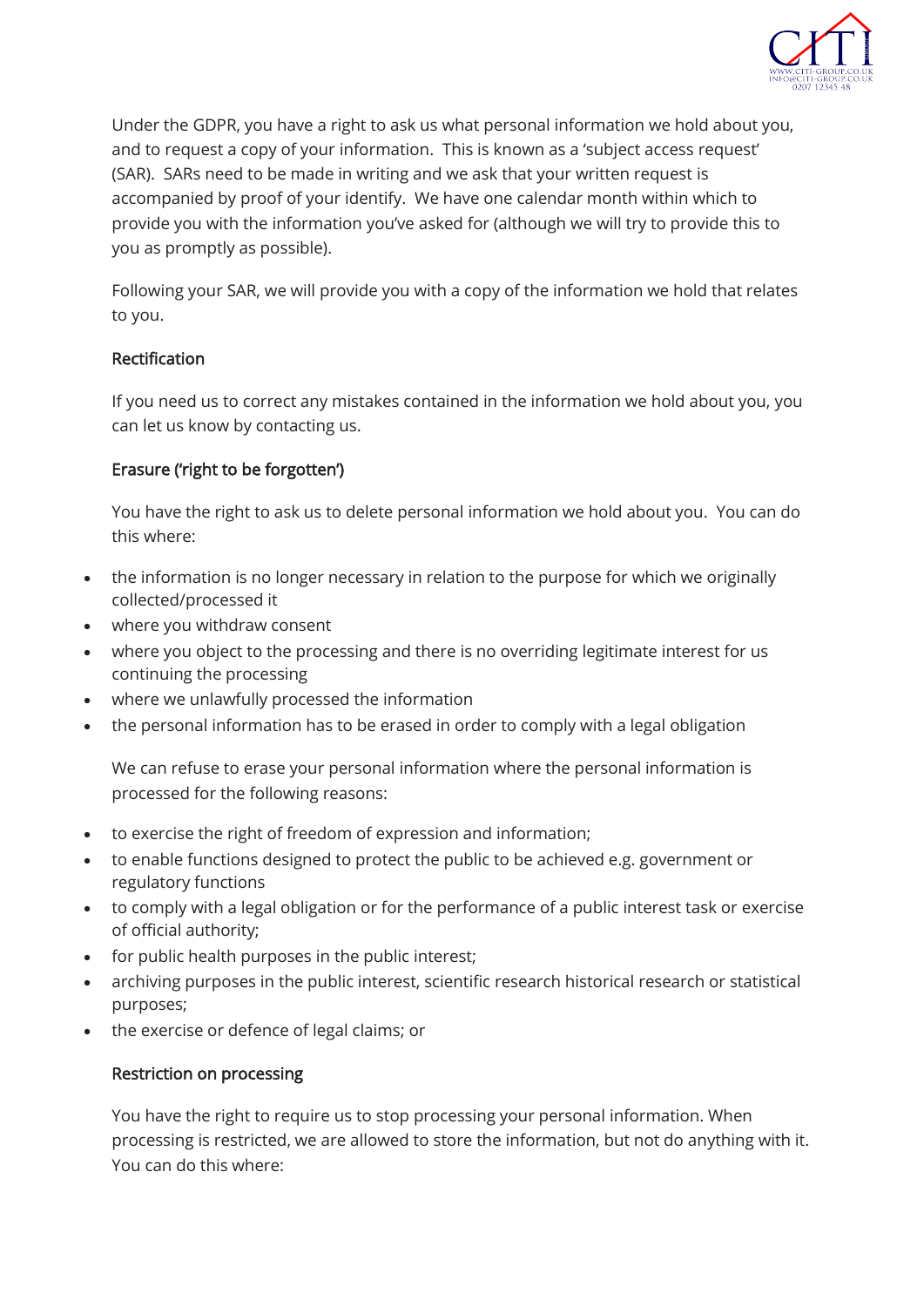Under the GDPR, you have a right to ask us what personal information we hold about you, and to request a copy of your information. This is known as a 'subject access request' (SAR). SARs need to be made in writing and we ask that your written request is accompanied by proof of your identify. We have one calendar month within which to provide you with the information you've asked for (although we will try to provide this to you as promptly as possible).

Following your SAR, we will provide you with a copy of the information we hold that relates to you.

### Rectification

If you need us to correct any mistakes contained in the information we hold about you, you can let us know by contacting us.

### Erasure ('right to be forgotten')

You have the right to ask us to delete personal information we hold about you. You can do this where:

- the information is no longer necessary in relation to the purpose for which we originally collected/processed it
- where you withdraw consent
- where you object to the processing and there is no overriding legitimate interest for us continuing the processing
- where we unlawfully processed the information
- the personal information has to be erased in order to comply with a legal obligation

We can refuse to erase your personal information where the personal information is processed for the following reasons:

- to exercise the right of freedom of expression and information;
- to enable functions designed to protect the public to be achieved e.g. government or regulatory functions
- to comply with a legal obligation or for the performance of a public interest task or exercise of official authority;
- for public health purposes in the public interest;
- archiving purposes in the public interest, scientific research historical research or statistical purposes;
- the exercise or defence of legal claims; or

### Restriction on processing

You have the right to require us to stop processing your personal information. When processing is restricted, we are allowed to store the information, but not do anything with it. You can do this where: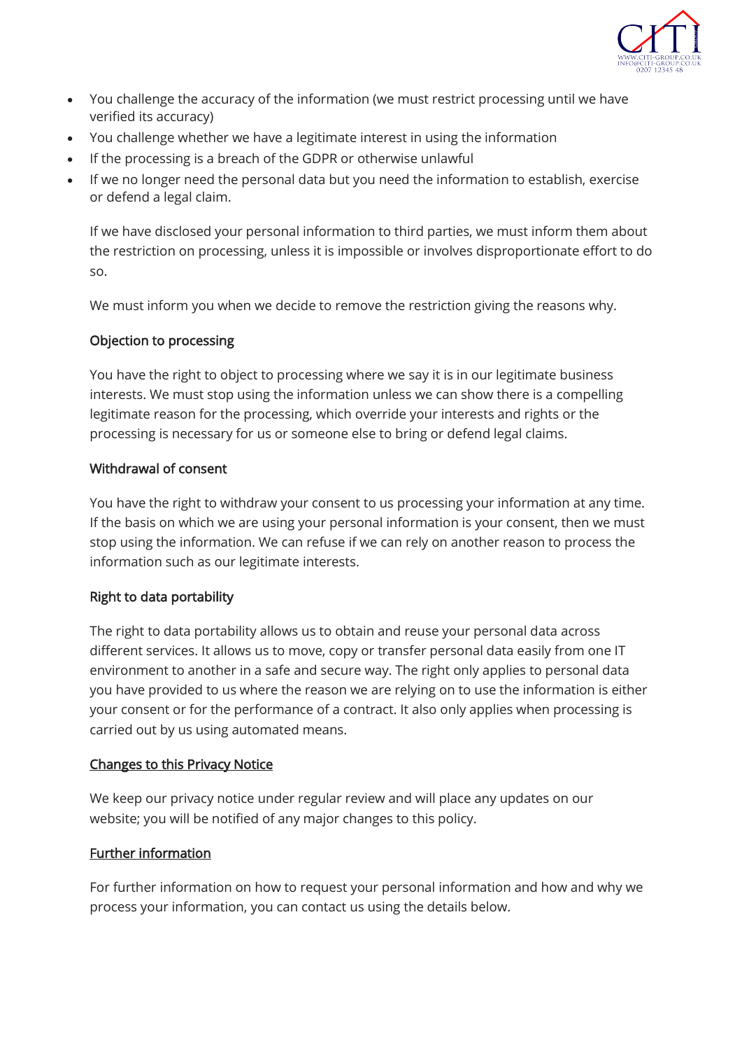- You challenge the accuracy of the information (we must restrict processing until we have verified its accuracy)
- You challenge whether we have a legitimate interest in using the information
- If the processing is a breach of the GDPR or otherwise unlawful
- If we no longer need the personal data but you need the information to establish, exercise or defend a legal claim.

If we have disclosed your personal information to third parties, we must inform them about the restriction on processing, unless it is impossible or involves disproportionate effort to do so.

We must inform you when we decide to remove the restriction giving the reasons why.

### Objection to processing

You have the right to object to processing where we say it is in our legitimate business interests. We must stop using the information unless we can show there is a compelling legitimate reason for the processing, which override your interests and rights or the processing is necessary for us or someone else to bring or defend legal claims.

### Withdrawal of consent

You have the right to withdraw your consent to us processing your information at any time. If the basis on which we are using your personal information is your consent, then we must stop using the information. We can refuse if we can rely on another reason to process the information such as our legitimate interests.

### Right to data portability

The right to data portability allows us to obtain and reuse your personal data across different services. It allows us to move, copy or transfer personal data easily from one IT environment to another in a safe and secure way. The right only applies to personal data you have provided to us where the reason we are relying on to use the information is either your consent or for the performance of a contract. It also only applies when processing is carried out by us using automated means.

## Changes to this Privacy Notice

We keep our privacy notice under regular review and will place any updates on our website; you will be notified of any major changes to this policy.

## Further information

For further information on how to request your personal information and how and why we process your information, you can contact us using the details below.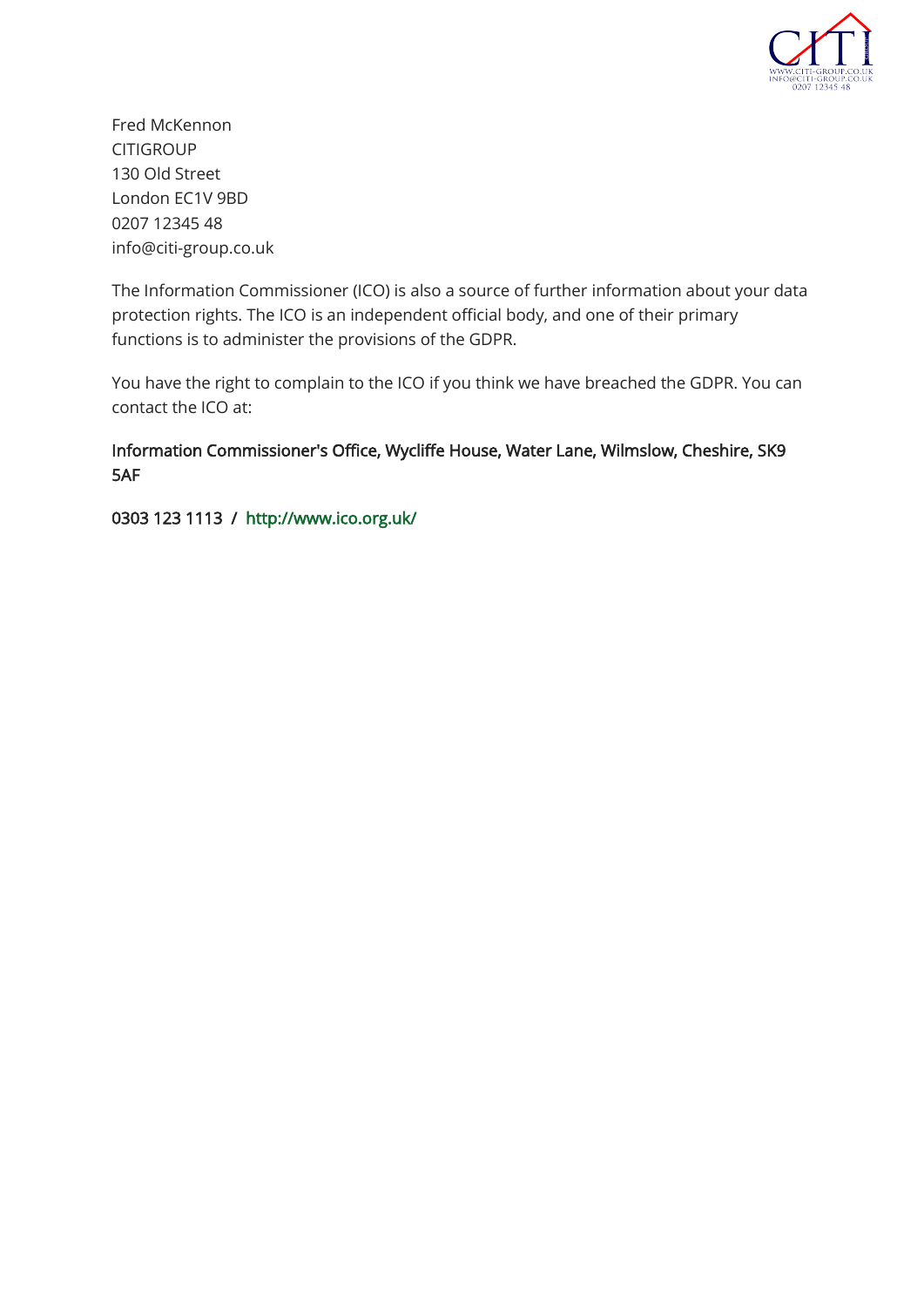Fred McKennon
CITIGROUP
130 Old Street
London EC1V 9BD
0207 12345 48
info@citi-group.co.uk

The Information Commissioner (ICO) is also a source of further information about your data protection rights. The ICO is an independent official body, and one of their primary functions is to administer the provisions of the GDPR.

You have the right to complain to the ICO if you think we have breached the GDPR. You can contact the ICO at:

Information Commissioner's Office, Wycliffe House, Water Lane, Wilmslow, Cheshire, SK9 5AF

0303 123 1113 / http://www.ico.org.uk/